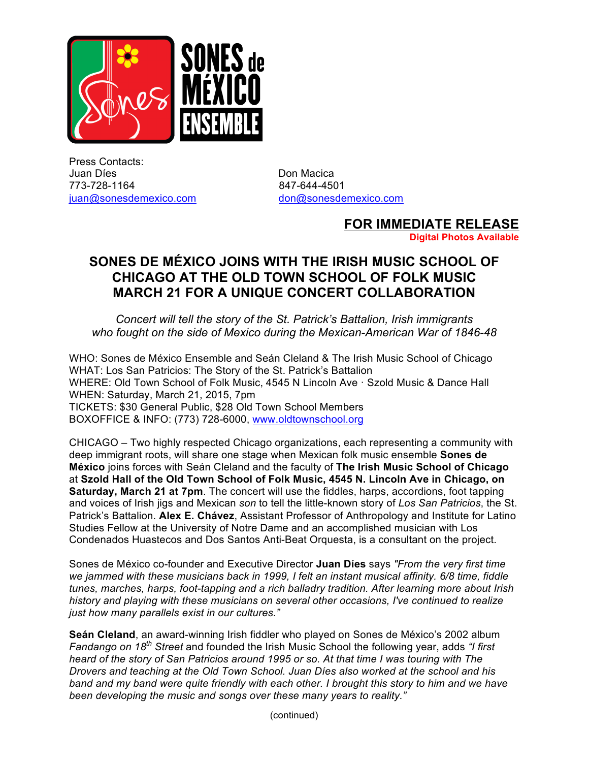Press Contacts:

Juan Díes
773-728-1164
juan@sonesdemexico.com

Don Macica
847-644-4501
don@sonesdemexico.com

**FOR IMMEDIATE RELEASE**
**Digital Photos Available**

# SONES DE MÉXICO JOINS WITH THE IRISH MUSIC SCHOOL OF CHICAGO AT THE OLD TOWN SCHOOL OF FOLK MUSIC MARCH 21 FOR A UNIQUE CONCERT COLLABORATION

*Concert will tell the story of the St. Patrick's Battalion, Irish immigrants who fought on the side of Mexico during the Mexican-American War of 1846-48*

WHO: Sones de México Ensemble and Seán Cleland & The Irish Music School of Chicago
WHAT: Los San Patricios: The Story of the St. Patrick's Battalion
WHERE: Old Town School of Folk Music, 4545 N Lincoln Ave · Szold Music & Dance Hall
WHEN: Saturday, March 21, 2015, 7pm
TICKETS: $30 General Public, $28 Old Town School Members
BOXOFFICE & INFO: (773) 728-6000, www.oldtownschool.org

CHICAGO – Two highly respected Chicago organizations, each representing a community with deep immigrant roots, will share one stage when Mexican folk music ensemble **Sones de México** joins forces with Seán Cleland and the faculty of **The Irish Music School of Chicago** at **Szold Hall of the Old Town School of Folk Music, 4545 N. Lincoln Ave in Chicago, on Saturday, March 21 at 7pm**. The concert will use the fiddles, harps, accordions, foot tapping and voices of Irish jigs and Mexican *son* to tell the little-known story of *Los San Patricios*, the St. Patrick's Battalion. **Alex E. Chávez**, Assistant Professor of Anthropology and Institute for Latino Studies Fellow at the University of Notre Dame and an accomplished musician with Los Condenados Huastecos and Dos Santos Anti-Beat Orquesta, is a consultant on the project.

Sones de México co-founder and Executive Director **Juan Díes** says *"From the very first time we jammed with these musicians back in 1999, I felt an instant musical affinity. 6/8 time, fiddle tunes, marches, harps, foot-tapping and a rich balladry tradition. After learning more about Irish history and playing with these musicians on several other occasions, I've continued to realize just how many parallels exist in our cultures."*

**Seán Cleland**, an award-winning Irish fiddler who played on Sones de México's 2002 album *Fandango on 18th Street* and founded the Irish Music School the following year, adds *"I first heard of the story of San Patricios around 1995 or so. At that time I was touring with The Drovers and teaching at the Old Town School. Juan Díes also worked at the school and his band and my band were quite friendly with each other. I brought this story to him and we have been developing the music and songs over these many years to reality."*

(continued)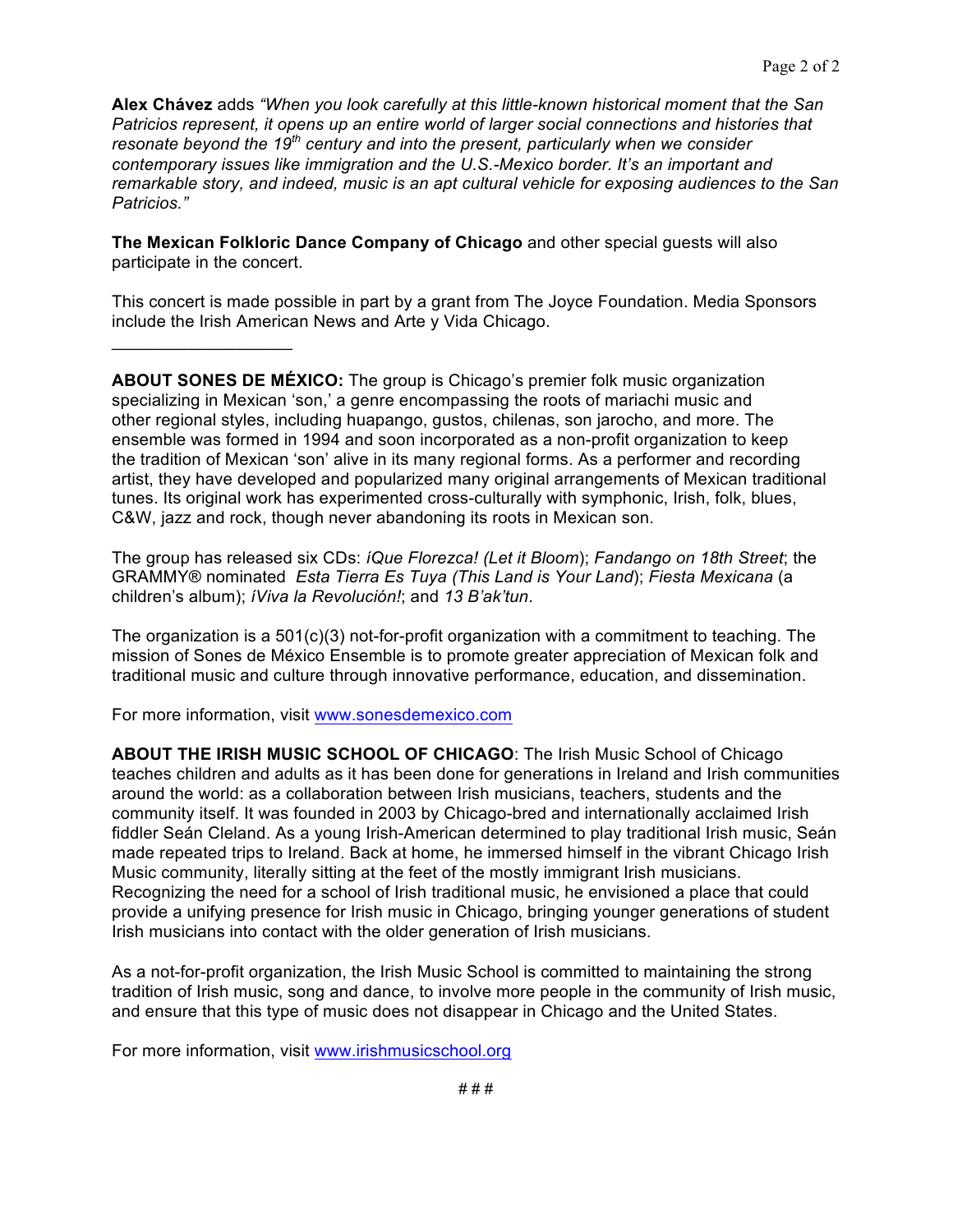**Alex Chávez** adds *"When you look carefully at this little-known historical moment that the San Patricios represent, it opens up an entire world of larger social connections and histories that resonate beyond the 19th century and into the present, particularly when we consider contemporary issues like immigration and the U.S.-Mexico border. It's an important and remarkable story, and indeed, music is an apt cultural vehicle for exposing audiences to the San Patricios."*

**The Mexican Folkloric Dance Company of Chicago** and other special guests will also participate in the concert.

This concert is made possible in part by a grant from The Joyce Foundation. Media Sponsors include the Irish American News and Arte y Vida Chicago.

---

**ABOUT SONES DE MÉXICO:** The group is Chicago's premier folk music organization specializing in Mexican 'son,' a genre encompassing the roots of mariachi music and other regional styles, including huapango, gustos, chilenas, son jarocho, and more. The ensemble was formed in 1994 and soon incorporated as a non-profit organization to keep the tradition of Mexican 'son' alive in its many regional forms. As a performer and recording artist, they have developed and popularized many original arrangements of Mexican traditional tunes. Its original work has experimented cross-culturally with symphonic, Irish, folk, blues, C&W, jazz and rock, though never abandoning its roots in Mexican son.

The group has released six CDs: *¡Que Florezca! (Let it Bloom*); *Fandango on 18th Street*; the GRAMMY® nominated *Esta Tierra Es Tuya (This Land is Your Land*); *Fiesta Mexicana* (a children's album); *¡Viva la Revolución!*; and *13 B'ak'tun*.

The organization is a 501(c)(3) not-for-profit organization with a commitment to teaching. The mission of Sones de México Ensemble is to promote greater appreciation of Mexican folk and traditional music and culture through innovative performance, education, and dissemination.

For more information, visit www.sonesdemexico.com

**ABOUT THE IRISH MUSIC SCHOOL OF CHICAGO**: The Irish Music School of Chicago teaches children and adults as it has been done for generations in Ireland and Irish communities around the world: as a collaboration between Irish musicians, teachers, students and the community itself. It was founded in 2003 by Chicago-bred and internationally acclaimed Irish fiddler Seán Cleland. As a young Irish-American determined to play traditional Irish music, Seán made repeated trips to Ireland. Back at home, he immersed himself in the vibrant Chicago Irish Music community, literally sitting at the feet of the mostly immigrant Irish musicians. Recognizing the need for a school of Irish traditional music, he envisioned a place that could provide a unifying presence for Irish music in Chicago, bringing younger generations of student Irish musicians into contact with the older generation of Irish musicians.

As a not-for-profit organization, the Irish Music School is committed to maintaining the strong tradition of Irish music, song and dance, to involve more people in the community of Irish music, and ensure that this type of music does not disappear in Chicago and the United States.

For more information, visit www.irishmusicschool.org

# # #